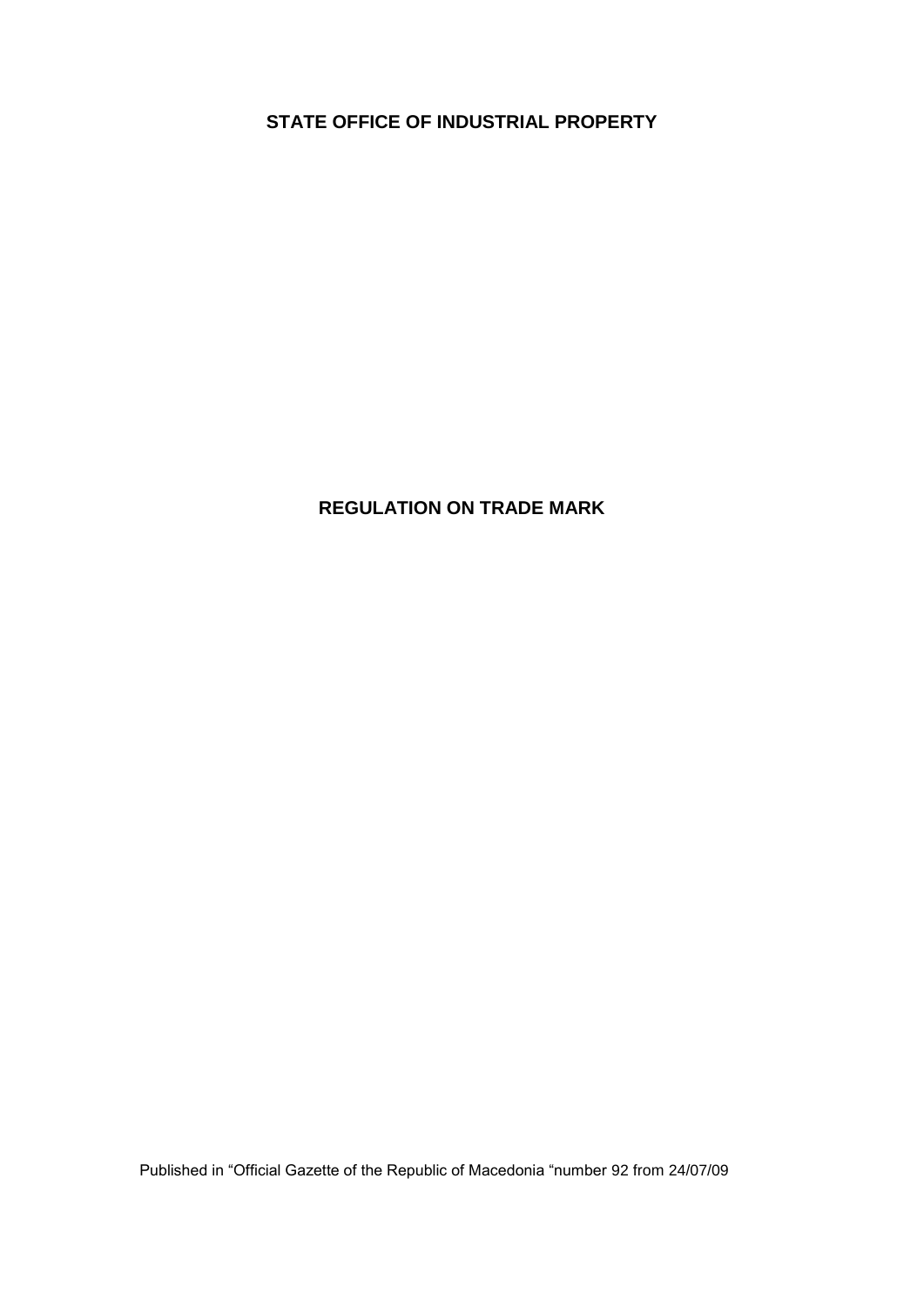**STATE OFFICE OF INDUSTRIAL PROPERTY**

# REGULATION ON TRADE MARK

Published in "Official Gazette of the Republic of Macedonia "number 92 from 24/07/09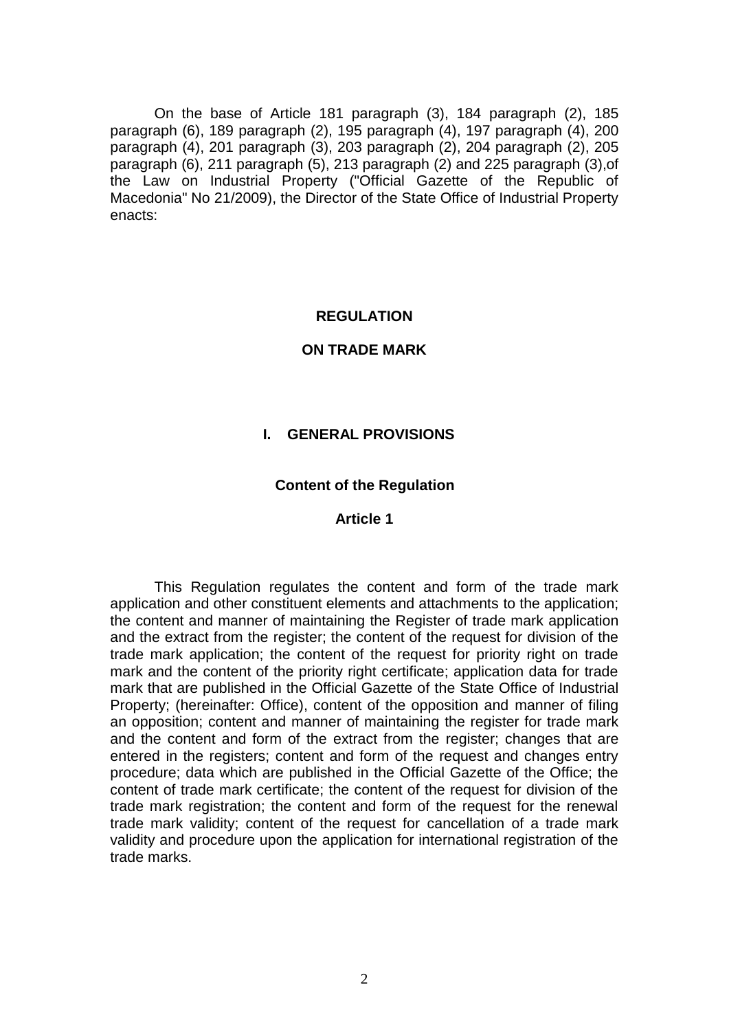On the base of Article 181 paragraph (3), 184 paragraph (2), 185 paragraph (6), 189 paragraph (2), 195 paragraph (4), 197 paragraph (4), 200 paragraph (4), 201 paragraph (3), 203 paragraph (2), 204 paragraph (2), 205 paragraph (6), 211 paragraph (5), 213 paragraph (2) and 225 paragraph (3),of the Law on Industrial Property ("Official Gazette of the Republic of Macedonia" No 21/2009), the Director of the State Office of Industrial Property enacts:

# REGULATION

# ON TRADE MARK

## I. GENERAL PROVISIONS

### Content of the Regulation

### Article 1

This Regulation regulates the content and form of the trade mark application and other constituent elements and attachments to the application; the content and manner of maintaining the Register of trade mark application and the extract from the register; the content of the request for division of the trade mark application; the content of the request for priority right on trade mark and the content of the priority right certificate; application data for trade mark that are published in the Official Gazette of the State Office of Industrial Property; (hereinafter: Office), content of the opposition and manner of filing an opposition; content and manner of maintaining the register for trade mark and the content and form of the extract from the register; changes that are entered in the registers; content and form of the request and changes entry procedure; data which are published in the Official Gazette of the Office; the content of trade mark certificate; the content of the request for division of the trade mark registration; the content and form of the request for the renewal trade mark validity; content of the request for cancellation of a trade mark validity and procedure upon the application for international registration of the trade marks.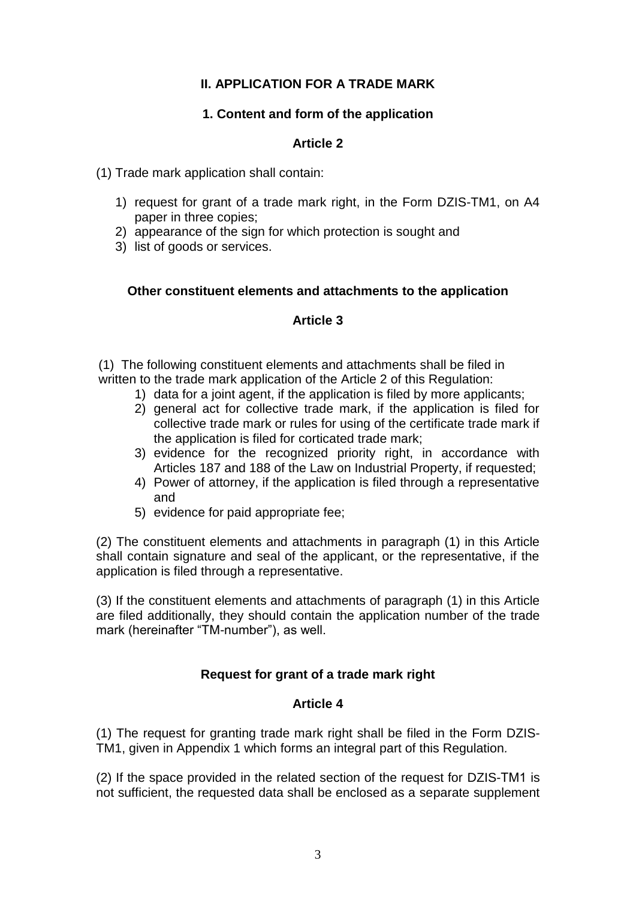## II. APPLICATION FOR A TRADE MARK

### 1. Content and form of the application

#### Article 2

(1) Trade mark application shall contain:

1) request for grant of a trade mark right, in the Form DZIS-TM1, on A4 paper in three copies;
2) appearance of the sign for which protection is sought and
3) list of goods or services.

### Other constituent elements and attachments to the application

#### Article 3

(1) The following constituent elements and attachments shall be filed in written to the trade mark application of the Article 2 of this Regulation:

1) data for a joint agent, if the application is filed by more applicants;
2) general act for collective trade mark, if the application is filed for collective trade mark or rules for using of the certificate trade mark if the application is filed for corticated trade mark;
3) evidence for the recognized priority right, in accordance with Articles 187 and 188 of the Law on Industrial Property, if requested;
4) Power of attorney, if the application is filed through a representative and
5) evidence for paid appropriate fee;

(2) The constituent elements and attachments in paragraph (1) in this Article shall contain signature and seal of the applicant, or the representative, if the application is filed through a representative.

(3) If the constituent elements and attachments of paragraph (1) in this Article are filed additionally, they should contain the application number of the trade mark (hereinafter "TM-number"), as well.

### Request for grant of a trade mark right

#### Article 4

(1) The request for granting trade mark right shall be filed in the Form DZIS-TM1, given in Appendix 1 which forms an integral part of this Regulation.

(2) If the space provided in the related section of the request for DZIS-TM1 is not sufficient, the requested data shall be enclosed as a separate supplement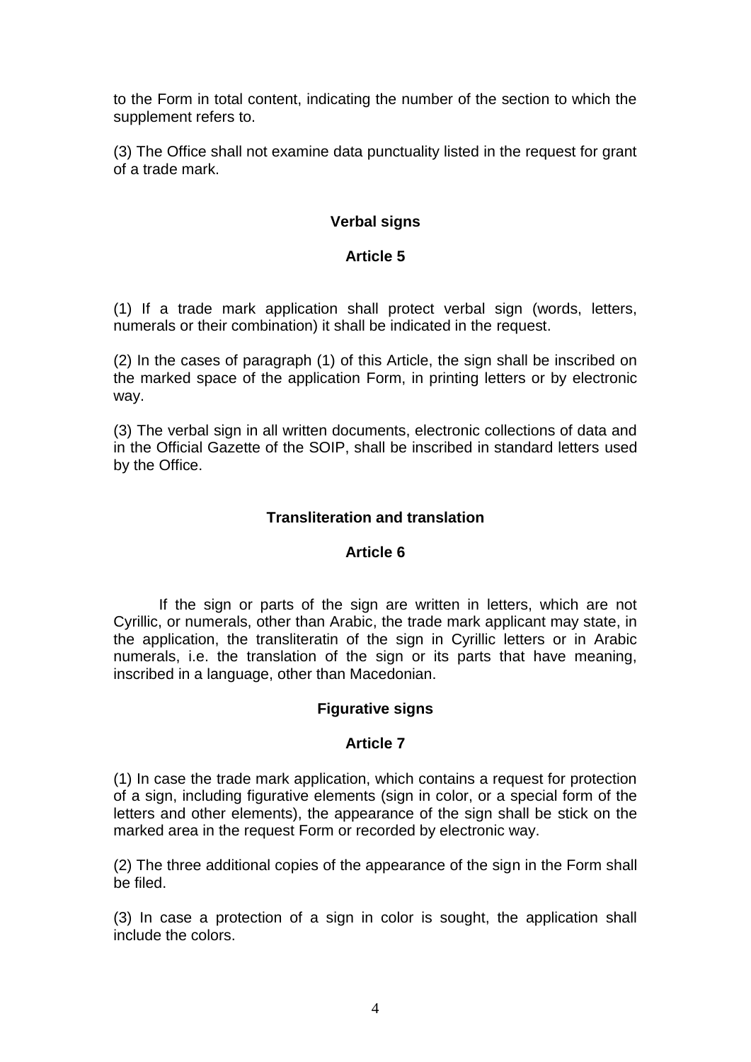to the Form in total content, indicating the number of the section to which the supplement refers to.

(3) The Office shall not examine data punctuality listed in the request for grant of a trade mark.

**Verbal signs**

**Article 5**

(1) If a trade mark application shall protect verbal sign (words, letters, numerals or their combination) it shall be indicated in the request.

(2) In the cases of paragraph (1) of this Article, the sign shall be inscribed on the marked space of the application Form, in printing letters or by electronic way.

(3) The verbal sign in all written documents, electronic collections of data and in the Official Gazette of the SOIP, shall be inscribed in standard letters used by the Office.

**Transliteration and translation**

**Article 6**

If the sign or parts of the sign are written in letters, which are not Cyrillic, or numerals, other than Arabic, the trade mark applicant may state, in the application, the transliteratin of the sign in Cyrillic letters or in Arabic numerals, i.e. the translation of the sign or its parts that have meaning, inscribed in a language, other than Macedonian.

**Figurative signs**

**Article 7**

(1) In case the trade mark application, which contains a request for protection of a sign, including figurative elements (sign in color, or a special form of the letters and other elements), the appearance of the sign shall be stick on the marked area in the request Form or recorded by electronic way.

(2) The three additional copies of the appearance of the sign in the Form shall be filed.

(3) In case a protection of a sign in color is sought, the application shall include the colors.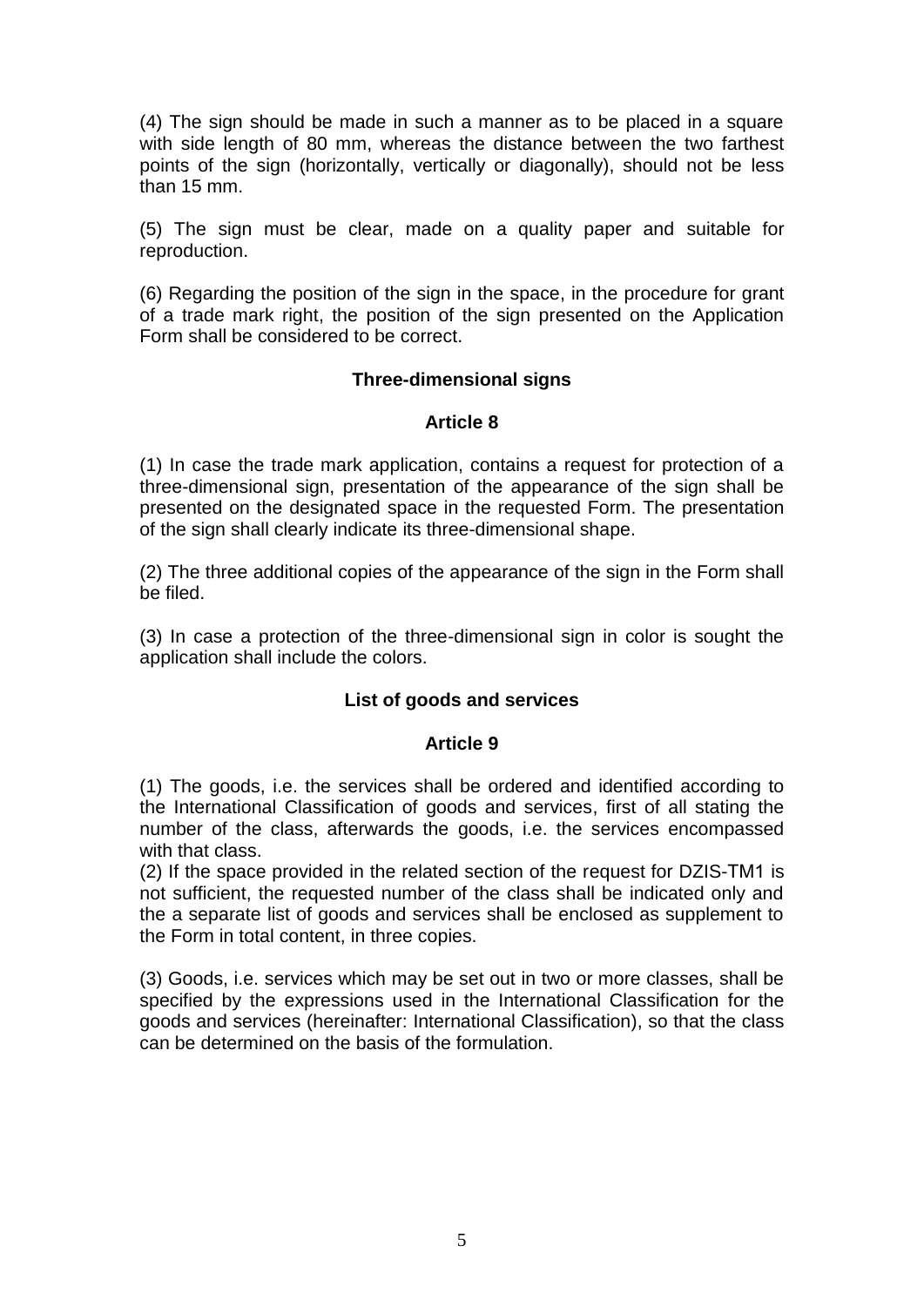(4) The sign should be made in such a manner as to be placed in a square with side length of 80 mm, whereas the distance between the two farthest points of the sign (horizontally, vertically or diagonally), should not be less than 15 mm.

(5) The sign must be clear, made on a quality paper and suitable for reproduction.

(6) Regarding the position of the sign in the space, in the procedure for grant of a trade mark right, the position of the sign presented on the Application Form shall be considered to be correct.

**Three-dimensional signs**

**Article 8**

(1) In case the trade mark application, contains a request for protection of a three-dimensional sign, presentation of the appearance of the sign shall be presented on the designated space in the requested Form. The presentation of the sign shall clearly indicate its three-dimensional shape.

(2) The three additional copies of the appearance of the sign in the Form shall be filed.

(3) In case a protection of the three-dimensional sign in color is sought the application shall include the colors.

**List of goods and services**

**Article 9**

(1) The goods, i.e. the services shall be ordered and identified according to the International Classification of goods and services, first of all stating the number of the class, afterwards the goods, i.e. the services encompassed with that class.
(2) If the space provided in the related section of the request for DZIS-TM1 is not sufficient, the requested number of the class shall be indicated only and the a separate list of goods and services shall be enclosed as supplement to the Form in total content, in three copies.

(3) Goods, i.e. services which may be set out in two or more classes, shall be specified by the expressions used in the International Classification for the goods and services (hereinafter: International Classification), so that the class can be determined on the basis of the formulation.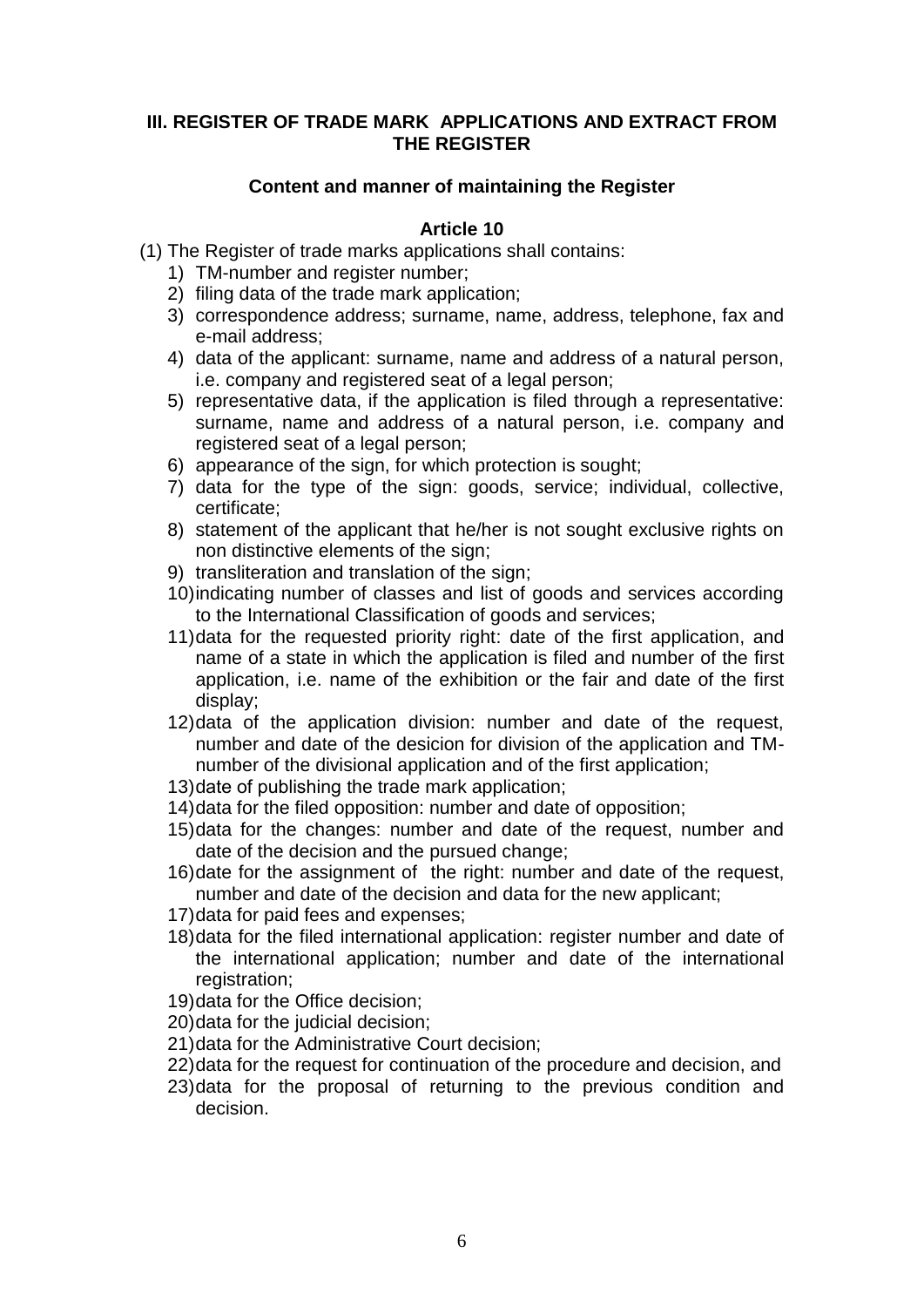## III. REGISTER OF TRADE MARK APPLICATIONS AND EXTRACT FROM THE REGISTER

### Content and manner of maintaining the Register

### Article 10

(1) The Register of trade marks applications shall contains:

1) TM-number and register number;
2) filing data of the trade mark application;
3) correspondence address; surname, name, address, telephone, fax and e-mail address;
4) data of the applicant: surname, name and address of a natural person, i.e. company and registered seat of a legal person;
5) representative data, if the application is filed through a representative: surname, name and address of a natural person, i.e. company and registered seat of a legal person;
6) appearance of the sign, for which protection is sought;
7) data for the type of the sign: goods, service; individual, collective, certificate;
8) statement of the applicant that he/her is not sought exclusive rights on non distinctive elements of the sign;
9) transliteration and translation of the sign;
10) indicating number of classes and list of goods and services according to the International Classification of goods and services;
11) data for the requested priority right: date of the first application, and name of a state in which the application is filed and number of the first application, i.e. name of the exhibition or the fair and date of the first display;
12) data of the application division: number and date of the request, number and date of the desicion for division of the application and TM-number of the divisional application and of the first application;
13) date of publishing the trade mark application;
14) data for the filed opposition: number and date of opposition;
15) data for the changes: number and date of the request, number and date of the decision and the pursued change;
16) date for the assignment of the right: number and date of the request, number and date of the decision and data for the new applicant;
17) data for paid fees and expenses;
18) data for the filed international application: register number and date of the international application; number and date of the international registration;
19) data for the Office decision;
20) data for the judicial decision;
21) data for the Administrative Court decision;
22) data for the request for continuation of the procedure and decision, and
23) data for the proposal of returning to the previous condition and decision.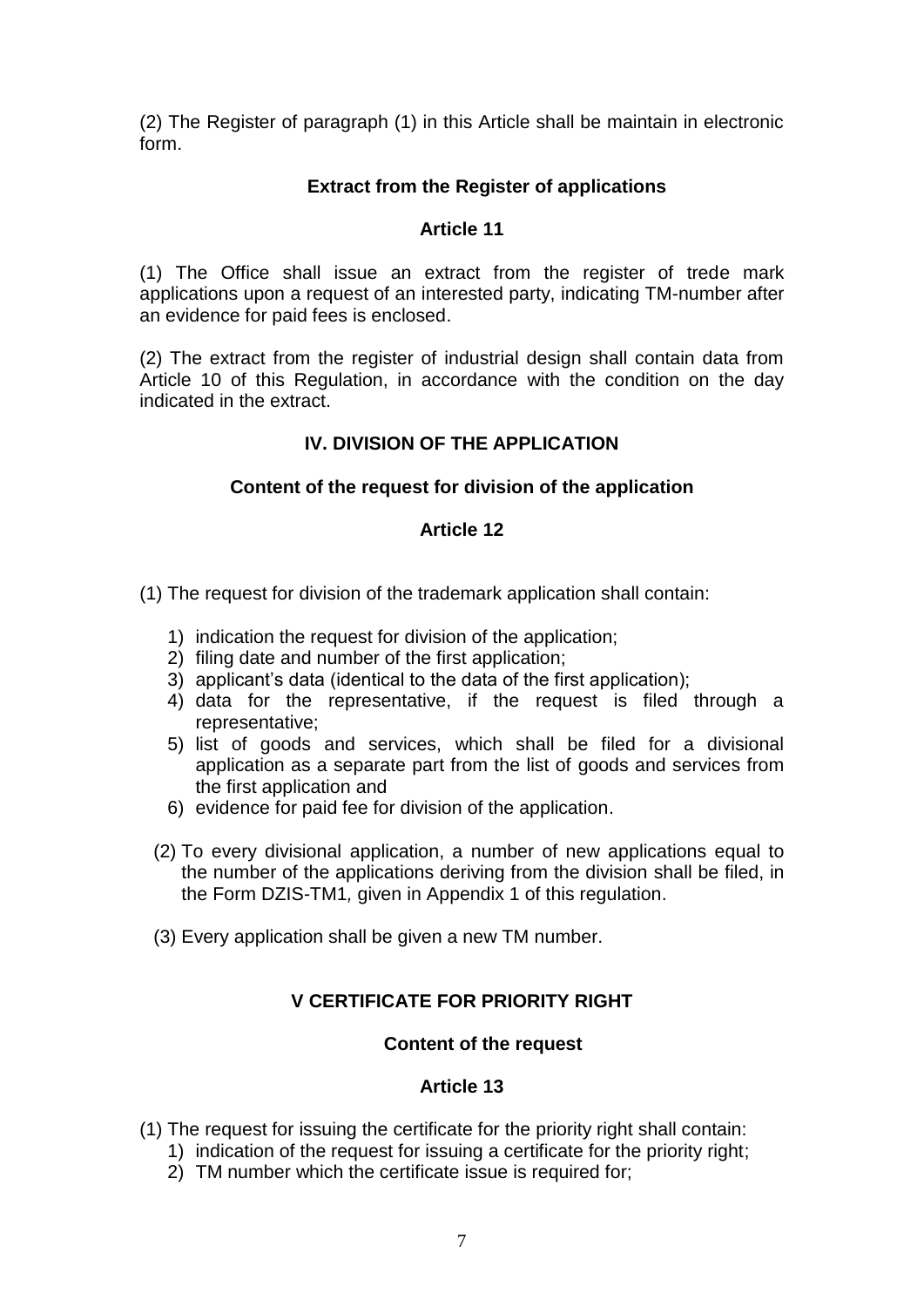(2) The Register of paragraph (1) in this Article shall be maintain in electronic form.

### Extract from the Register of applications

### Article 11

(1) The Office shall issue an extract from the register of trede mark applications upon a request of an interested party, indicating TM-number after an evidence for paid fees is enclosed.

(2) The extract from the register of industrial design shall contain data from Article 10 of this Regulation, in accordance with the condition on the day indicated in the extract.

## IV. DIVISION OF THE APPLICATION

### Content of the request for division of the application

### Article 12

(1) The request for division of the trademark application shall contain:

1) indication the request for division of the application;
2) filing date and number of the first application;
3) applicant's data (identical to the data of the first application);
4) data for the representative, if the request is filed through a representative;
5) list of goods and services, which shall be filed for a divisional application as a separate part from the list of goods and services from the first application and
6) evidence for paid fee for division of the application.

(2) To every divisional application, a number of new applications equal to the number of the applications deriving from the division shall be filed, in the Form DZIS-TM1*,* given in Appendix 1 of this regulation.

(3) Every application shall be given a new TM number.

## V CERTIFICATE FOR PRIORITY RIGHT

### Content of the request

### Article 13

(1) The request for issuing the certificate for the priority right shall contain:

1) indication of the request for issuing a certificate for the priority right;
2) TM number which the certificate issue is required for;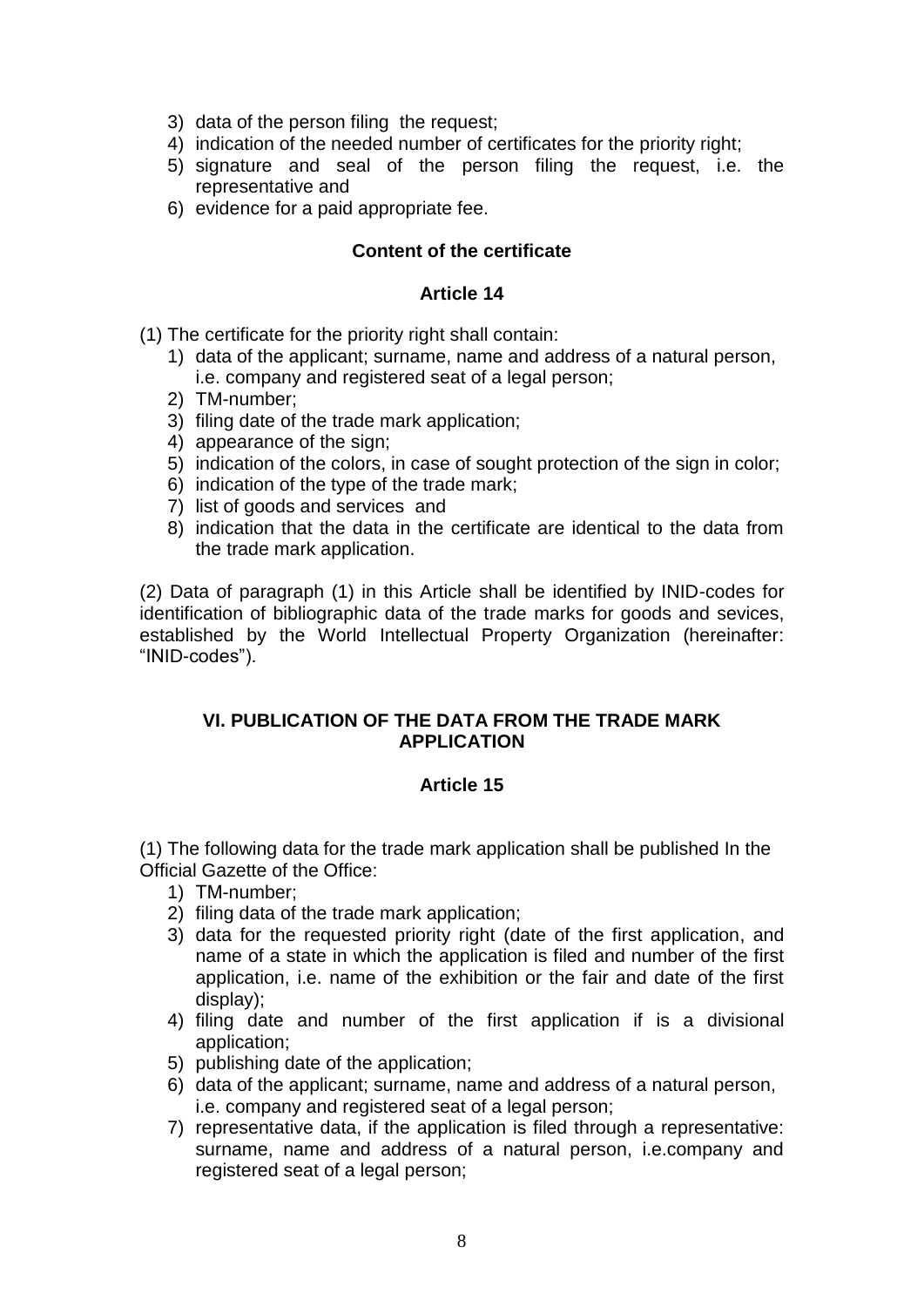3) data of the person filing the request;
4) indication of the needed number of certificates for the priority right;
5) signature and seal of the person filing the request, i.e. the representative and
6) evidence for a paid appropriate fee.

**Content of the certificate**

**Article 14**

(1) The certificate for the priority right shall contain:

1) data of the applicant; surname, name and address of a natural person, i.e. company and registered seat of a legal person;
2) TM-number;
3) filing date of the trade mark application;
4) appearance of the sign;
5) indication of the colors, in case of sought protection of the sign in color;
6) indication of the type of the trade mark;
7) list of goods and services and
8) indication that the data in the certificate are identical to the data from the trade mark application.

(2) Data of paragraph (1) in this Article shall be identified by INID-codes for identification of bibliographic data of the trade marks for goods and sevices, established by the World Intellectual Property Organization (hereinafter: "INID-codes").

## VI. PUBLICATION OF THE DATA FROM THE TRADE MARK APPLICATION

**Article 15**

(1) The following data for the trade mark application shall be published In the Official Gazette of the Office:

1) TM-number;
2) filing data of the trade mark application;
3) data for the requested priority right (date of the first application, and name of a state in which the application is filed and number of the first application, i.e. name of the exhibition or the fair and date of the first display);
4) filing date and number of the first application if is a divisional application;
5) publishing date of the application;
6) data of the applicant; surname, name and address of a natural person, i.e. company and registered seat of a legal person;
7) representative data, if the application is filed through a representative: surname, name and address of a natural person, i.e.company and registered seat of a legal person;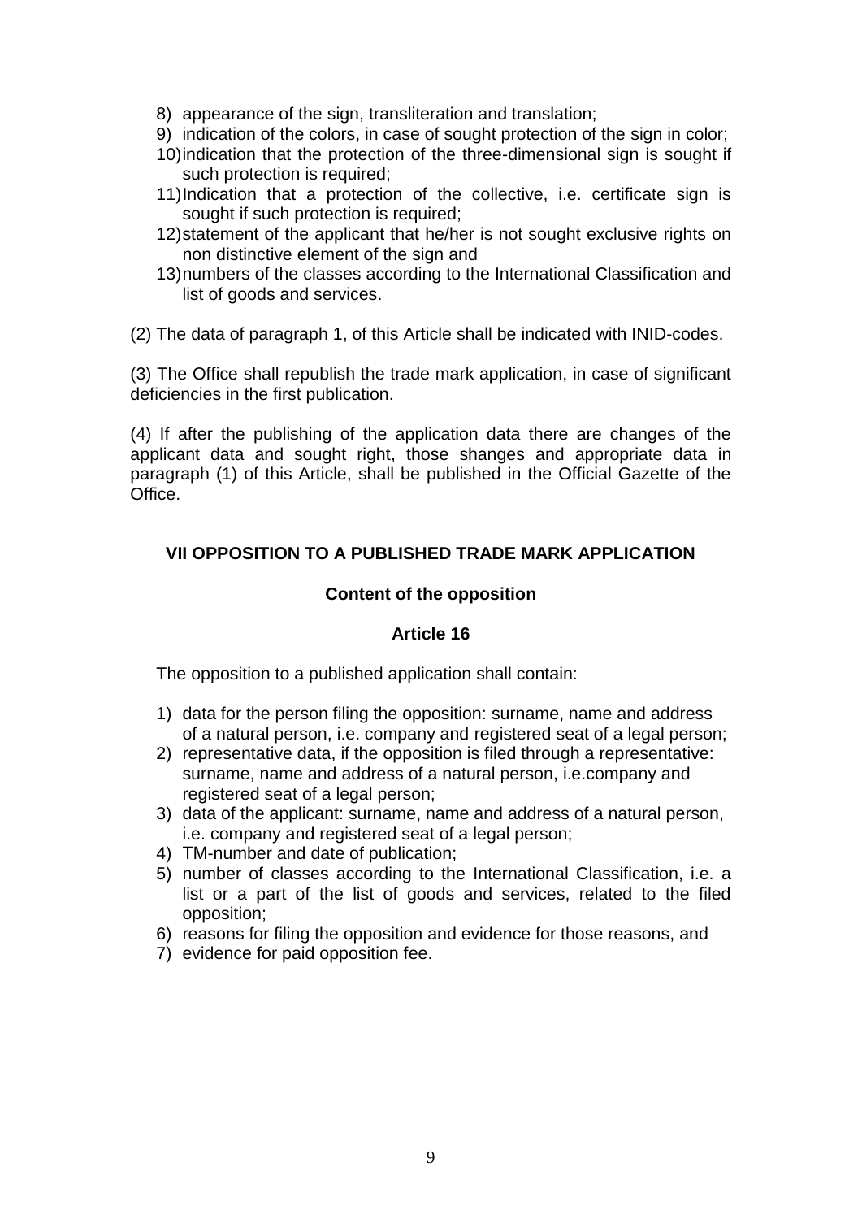8) appearance of the sign, transliteration and translation;
9) indication of the colors, in case of sought protection of the sign in color;
10) indication that the protection of the three-dimensional sign is sought if such protection is required;
11) Indication that a protection of the collective, i.e. certificate sign is sought if such protection is required;
12) statement of the applicant that he/her is not sought exclusive rights on non distinctive element of the sign and
13) numbers of the classes according to the International Classification and list of goods and services.

(2) The data of paragraph 1, of this Article shall be indicated with INID-codes.

(3) The Office shall republish the trade mark application, in case of significant deficiencies in the first publication.

(4) If after the publishing of the application data there are changes of the applicant data and sought right, those shanges and appropriate data in paragraph (1) of this Article, shall be published in the Official Gazette of the Office.

## VII OPPOSITION TO A PUBLISHED TRADE MARK APPLICATION

### Content of the opposition

### Article 16

The opposition to a published application shall contain:

1) data for the person filing the opposition: surname, name and address of a natural person, i.e. company and registered seat of a legal person;
2) representative data, if the opposition is filed through a representative: surname, name and address of a natural person, i.e.company and registered seat of a legal person;
3) data of the applicant: surname, name and address of a natural person, i.e. company and registered seat of a legal person;
4) TM-number and date of publication;
5) number of classes according to the International Classification, i.e. a list or a part of the list of goods and services, related to the filed opposition;
6) reasons for filing the opposition and evidence for those reasons, and
7) evidence for paid opposition fee.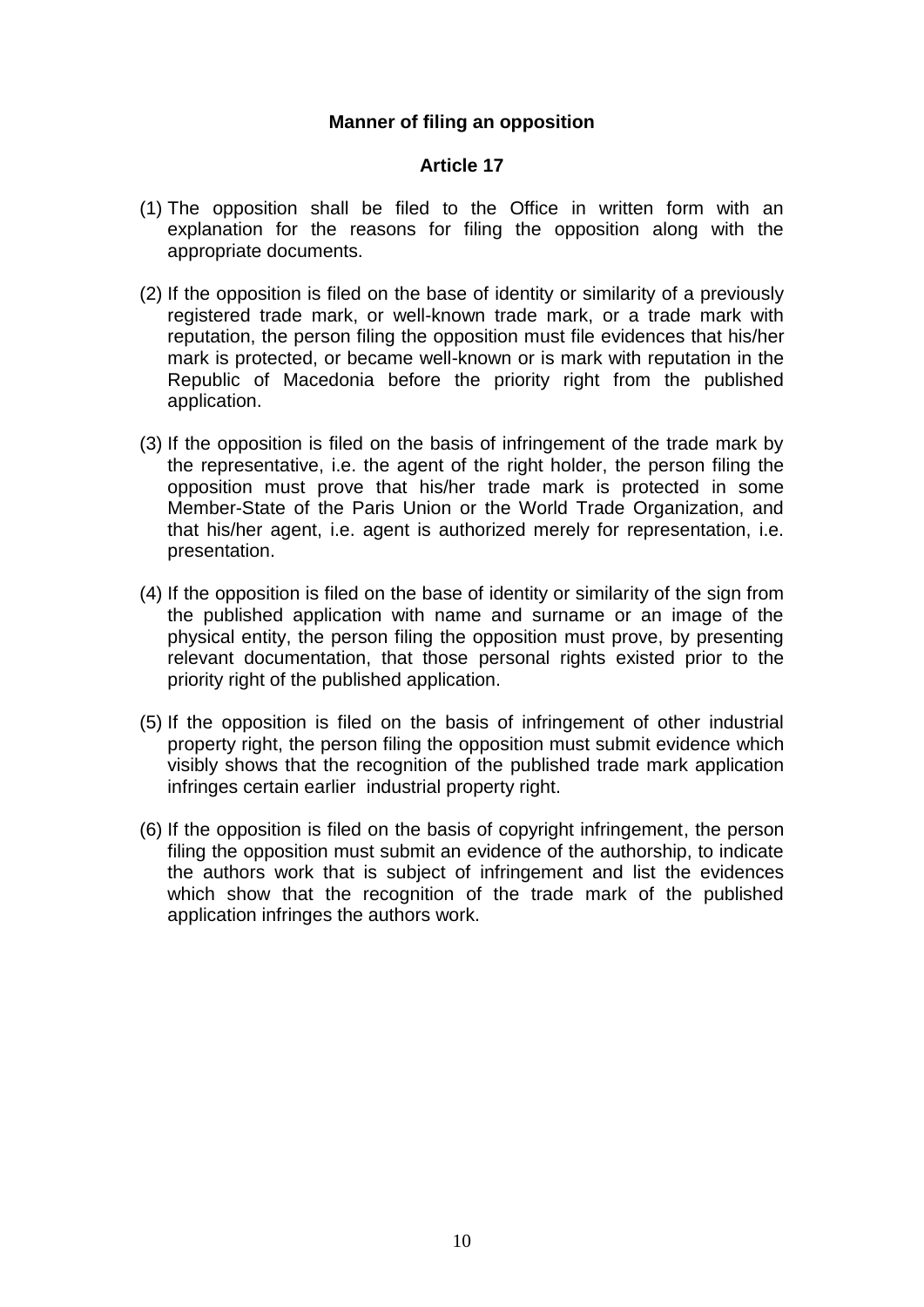**Manner of filing an opposition**

**Article 17**

(1) The opposition shall be filed to the Office in written form with an explanation for the reasons for filing the opposition along with the appropriate documents.

(2) If the opposition is filed on the base of identity or similarity of a previously registered trade mark, or well-known trade mark, or a trade mark with reputation, the person filing the opposition must file evidences that his/her mark is protected, or became well-known or is mark with reputation in the Republic of Macedonia before the priority right from the published application.

(3) If the opposition is filed on the basis of infringement of the trade mark by the representative, i.e. the agent of the right holder, the person filing the opposition must prove that his/her trade mark is protected in some Member-State of the Paris Union or the World Trade Organization, and that his/her agent, i.e. agent is authorized merely for representation, i.e. presentation.

(4) If the opposition is filed on the base of identity or similarity of the sign from the published application with name and surname or an image of the physical entity, the person filing the opposition must prove, by presenting relevant documentation, that those personal rights existed prior to the priority right of the published application.

(5) If the opposition is filed on the basis of infringement of other industrial property right, the person filing the opposition must submit evidence which visibly shows that the recognition of the published trade mark application infringes certain earlier industrial property right.

(6) If the opposition is filed on the basis of copyright infringement, the person filing the opposition must submit an evidence of the authorship, to indicate the authors work that is subject of infringement and list the evidences which show that the recognition of the trade mark of the published application infringes the authors work.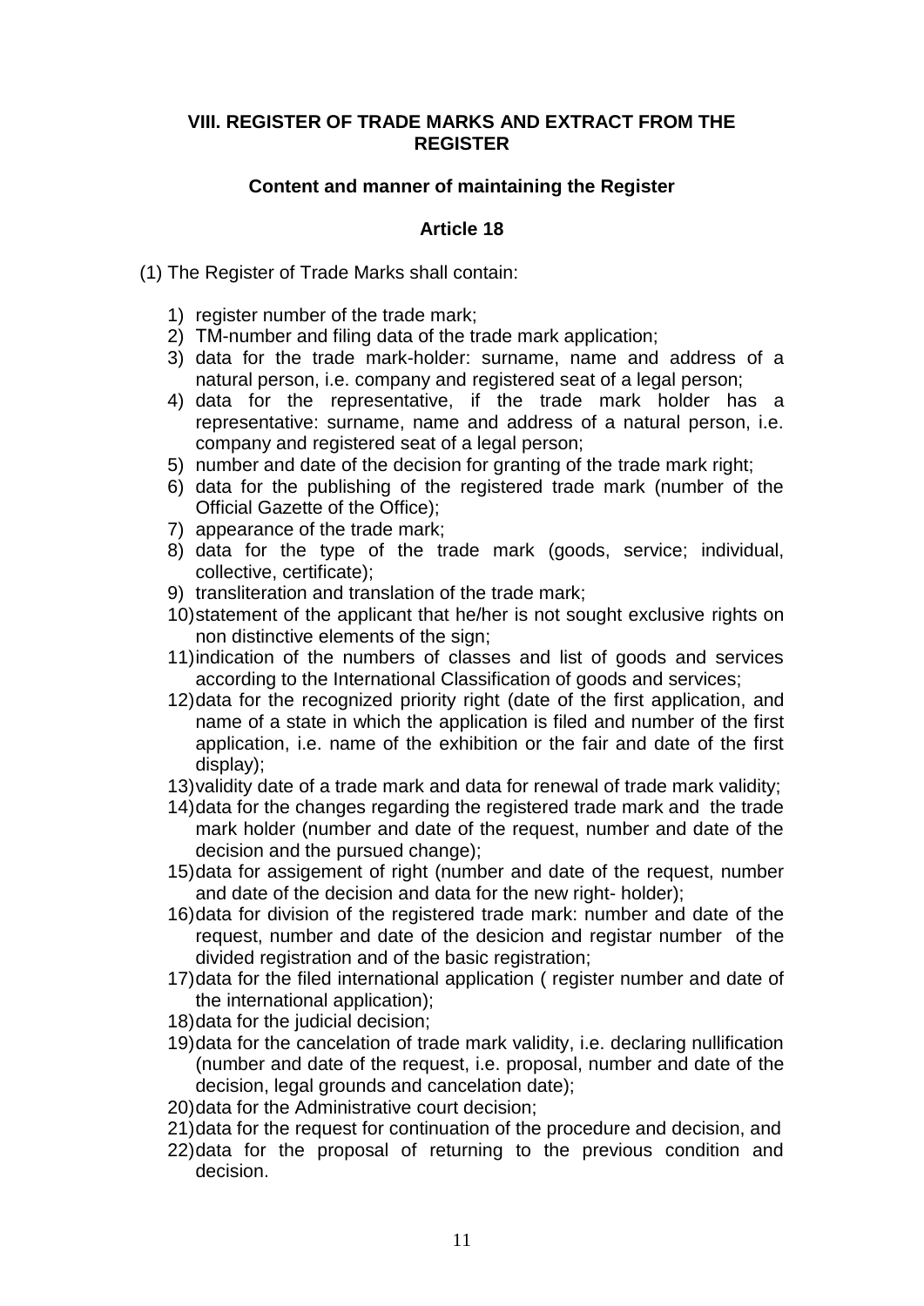## VIII. REGISTER OF TRADE MARKS AND EXTRACT FROM THE REGISTER

### Content and manner of maintaining the Register

### Article 18

(1) The Register of Trade Marks shall contain:

1) register number of the trade mark;
2) TM-number and filing data of the trade mark application;
3) data for the trade mark-holder: surname, name and address of a natural person, i.e. company and registered seat of a legal person;
4) data for the representative, if the trade mark holder has a representative: surname, name and address of a natural person, i.e. company and registered seat of a legal person;
5) number and date of the decision for granting of the trade mark right;
6) data for the publishing of the registered trade mark (number of the Official Gazette of the Office);
7) appearance of the trade mark;
8) data for the type of the trade mark (goods, service; individual, collective, certificate);
9) transliteration and translation of the trade mark;
10) statement of the applicant that he/her is not sought exclusive rights on non distinctive elements of the sign;
11) indication of the numbers of classes and list of goods and services according to the International Classification of goods and services;
12) data for the recognized priority right (date of the first application, and name of a state in which the application is filed and number of the first application, i.e. name of the exhibition or the fair and date of the first display);
13) validity date of a trade mark and data for renewal of trade mark validity;
14) data for the changes regarding the registered trade mark and the trade mark holder (number and date of the request, number and date of the decision and the pursued change);
15) data for assigement of right (number and date of the request, number and date of the decision and data for the new right- holder);
16) data for division of the registered trade mark: number and date of the request, number and date of the desicion and registar number of the divided registration and of the basic registration;
17) data for the filed international application ( register number and date of the international application);
18) data for the judicial decision;
19) data for the cancelation of trade mark validity, i.e. declaring nullification (number and date of the request, i.e. proposal, number and date of the decision, legal grounds and cancelation date);
20) data for the Administrative court decision;
21) data for the request for continuation of the procedure and decision, and
22) data for the proposal of returning to the previous condition and decision.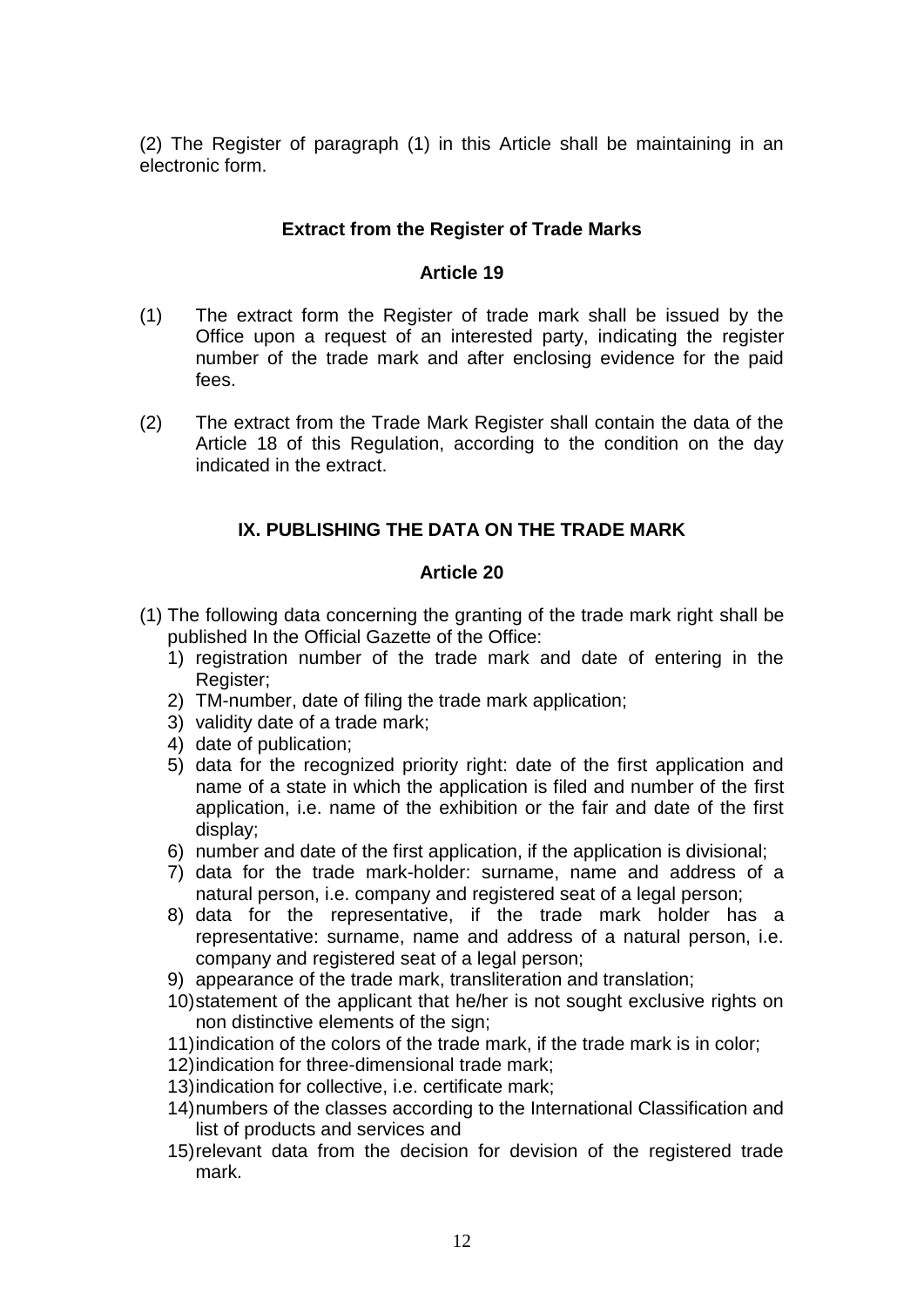(2) The Register of paragraph (1) in this Article shall be maintaining in an electronic form.

### Extract from the Register of Trade Marks

### Article 19

(1) The extract form the Register of trade mark shall be issued by the Office upon a request of an interested party, indicating the register number of the trade mark and after enclosing evidence for the paid fees.

(2) The extract from the Trade Mark Register shall contain the data of the Article 18 of this Regulation, according to the condition on the day indicated in the extract.

## IX. PUBLISHING THE DATA ON THE TRADE MARK

### Article 20

(1) The following data concerning the granting of the trade mark right shall be published In the Official Gazette of the Office:

1) registration number of the trade mark and date of entering in the Register;
2) TM-number, date of filing the trade mark application;
3) validity date of a trade mark;
4) date of publication;
5) data for the recognized priority right: date of the first application and name of a state in which the application is filed and number of the first application, i.e. name of the exhibition or the fair and date of the first display;
6) number and date of the first application, if the application is divisional;
7) data for the trade mark-holder: surname, name and address of a natural person, i.e. company and registered seat of a legal person;
8) data for the representative, if the trade mark holder has a representative: surname, name and address of a natural person, i.e. company and registered seat of a legal person;
9) appearance of the trade mark, transliteration and translation;
10) statement of the applicant that he/her is not sought exclusive rights on non distinctive elements of the sign;
11) indication of the colors of the trade mark, if the trade mark is in color;
12) indication for three-dimensional trade mark;
13) indication for collective, i.e. certificate mark;
14) numbers of the classes according to the International Classification and list of products and services and
15) relevant data from the decision for devision of the registered trade mark.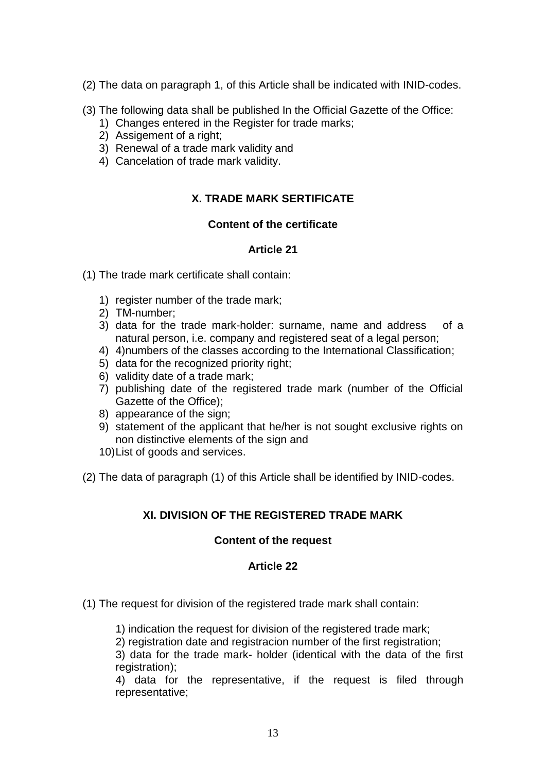(2) The data on paragraph 1, of this Article shall be indicated with INID-codes.

(3) The following data shall be published In the Official Gazette of the Office:

1) Changes entered in the Register for trade marks;
2) Assigement of a right;
3) Renewal of a trade mark validity and
4) Cancelation of trade mark validity.

## X. TRADE MARK SERTIFICATE

### Content of the certificate

### Article 21

(1) The trade mark certificate shall contain:

1) register number of the trade mark;
2) TM-number;
3) data for the trade mark-holder: surname, name and address of a natural person, i.e. company and registered seat of a legal person;
4) 4)numbers of the classes according to the International Classification;
5) data for the recognized priority right;
6) validity date of a trade mark;
7) publishing date of the registered trade mark (number of the Official Gazette of the Office);
8) appearance of the sign;
9) statement of the applicant that he/her is not sought exclusive rights on non distinctive elements of the sign and
10) List of goods and services.

(2) The data of paragraph (1) of this Article shall be identified by INID-codes.

## XI. DIVISION OF THE REGISTERED TRADE MARK

### Content of the request

### Article 22

(1) The request for division of the registered trade mark shall contain:

1) indication the request for division of the registered trade mark;

2) registration date and registracion number of the first registration;

3) data for the trade mark- holder (identical with the data of the first registration);

4) data for the representative, if the request is filed through representative;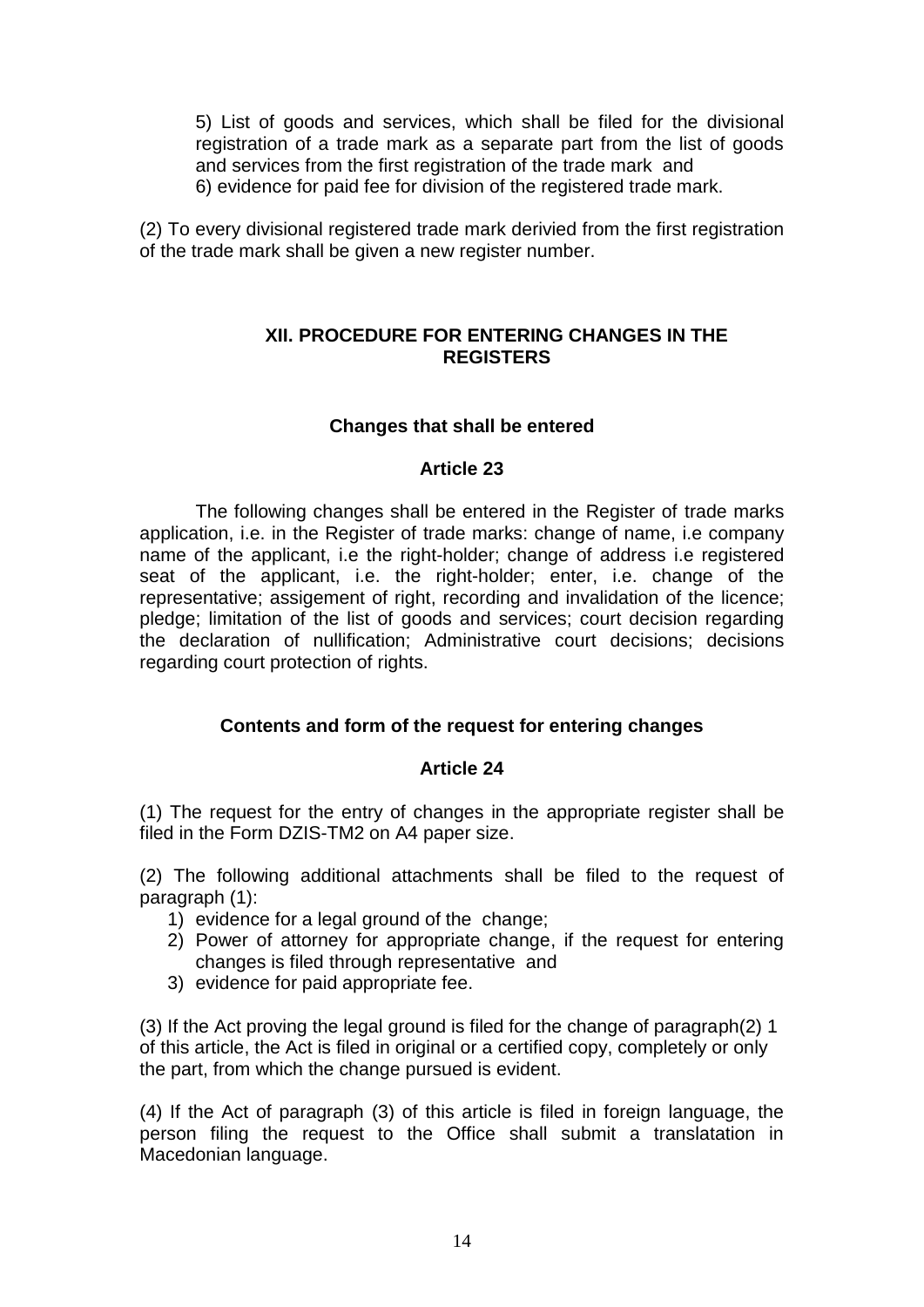5) List of goods and services, which shall be filed for the divisional registration of a trade mark as a separate part from the list of goods and services from the first registration of the trade mark and
6) evidence for paid fee for division of the registered trade mark.

(2) To every divisional registered trade mark derivied from the first registration of the trade mark shall be given a new register number.

## XII. PROCEDURE FOR ENTERING CHANGES IN THE REGISTERS

### Changes that shall be entered

### Article 23

The following changes shall be entered in the Register of trade marks application, i.e. in the Register of trade marks: change of name, i.e company name of the applicant, i.e the right-holder; change of address i.e registered seat of the applicant, i.e. the right-holder; enter, i.e. change of the representative; assigement of right, recording and invalidation of the licence; pledge; limitation of the list of goods and services; court decision regarding the declaration of nullification; Administrative court decisions; decisions regarding court protection of rights.

### Contents and form of the request for entering changes

### Article 24

(1) The request for the entry of changes in the appropriate register shall be filed in the Form DZIS-TM2 on A4 paper size.

(2) The following additional attachments shall be filed to the request of paragraph (1):

1) evidence for a legal ground of the change;
2) Power of attorney for appropriate change, if the request for entering changes is filed through representative and
3) evidence for paid appropriate fee.

(3) If the Act proving the legal ground is filed for the change of paragraph(2) 1 of this article, the Act is filed in original or a certified copy, completely or only the part, from which the change pursued is evident.

(4) If the Act of paragraph (3) of this article is filed in foreign language, the person filing the request to the Office shall submit a translatation in Macedonian language.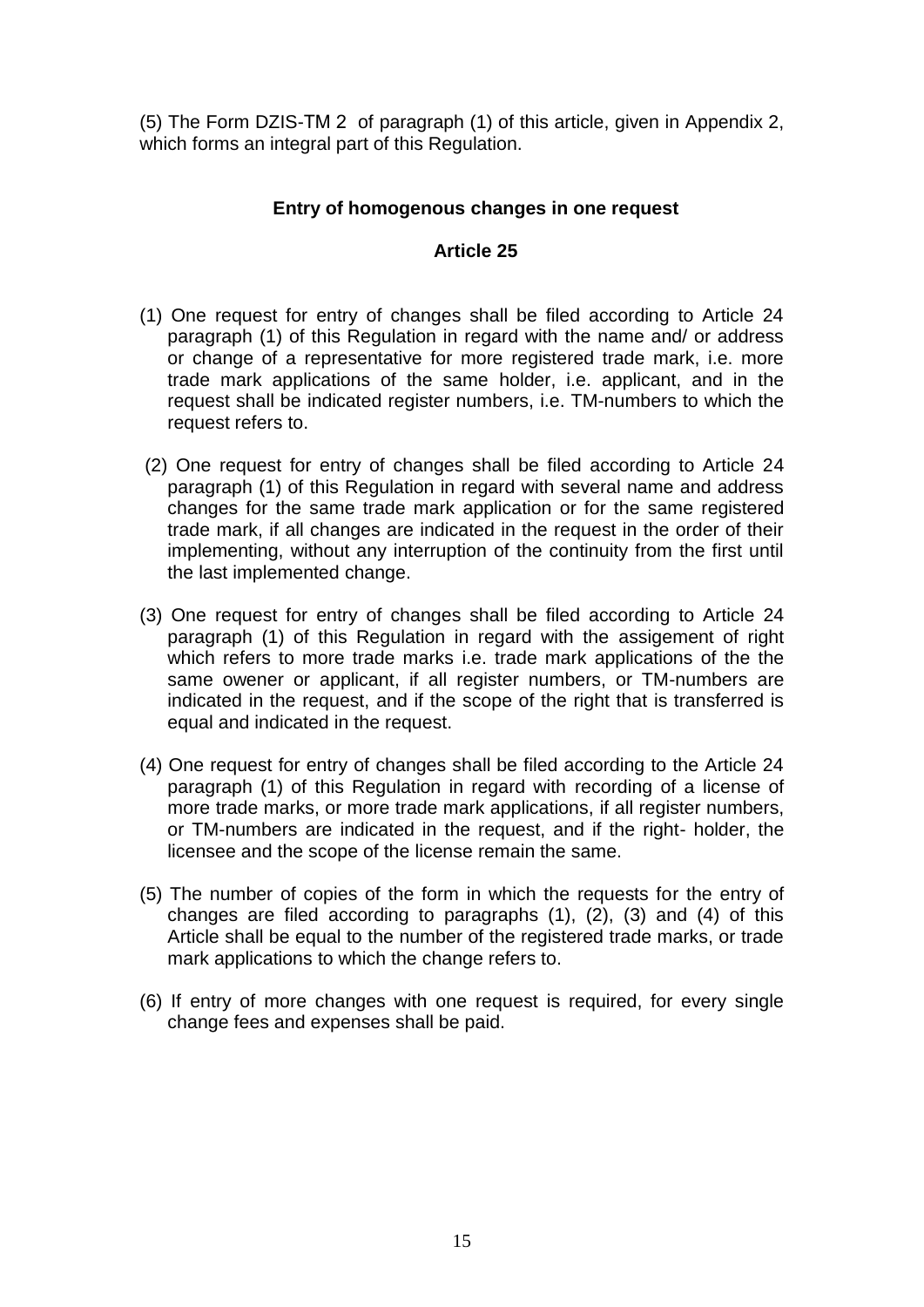(5) The Form DZIS-TM 2 of paragraph (1) of this article, given in Appendix 2, which forms an integral part of this Regulation.

**Entry of homogenous changes in one request**

**Article 25**

(1) One request for entry of changes shall be filed according to Article 24 paragraph (1) of this Regulation in regard with the name and/ or address or change of a representative for more registered trade mark, i.e. more trade mark applications of the same holder, i.e. applicant, and in the request shall be indicated register numbers, i.e. TM-numbers to which the request refers to.

(2) One request for entry of changes shall be filed according to Article 24 paragraph (1) of this Regulation in regard with several name and address changes for the same trade mark application or for the same registered trade mark, if all changes are indicated in the request in the order of their implementing, without any interruption of the continuity from the first until the last implemented change.

(3) One request for entry of changes shall be filed according to Article 24 paragraph (1) of this Regulation in regard with the assigement of right which refers to more trade marks i.e. trade mark applications of the the same owener or applicant, if all register numbers, or TM-numbers are indicated in the request, and if the scope of the right that is transferred is equal and indicated in the request.

(4) One request for entry of changes shall be filed according to the Article 24 paragraph (1) of this Regulation in regard with recording of a license of more trade marks, or more trade mark applications, if all register numbers, or TM-numbers are indicated in the request, and if the right- holder, the licensee and the scope of the license remain the same.

(5) The number of copies of the form in which the requests for the entry of changes are filed according to paragraphs (1), (2), (3) and (4) of this Article shall be equal to the number of the registered trade marks, or trade mark applications to which the change refers to.

(6) If entry of more changes with one request is required, for every single change fees and expenses shall be paid.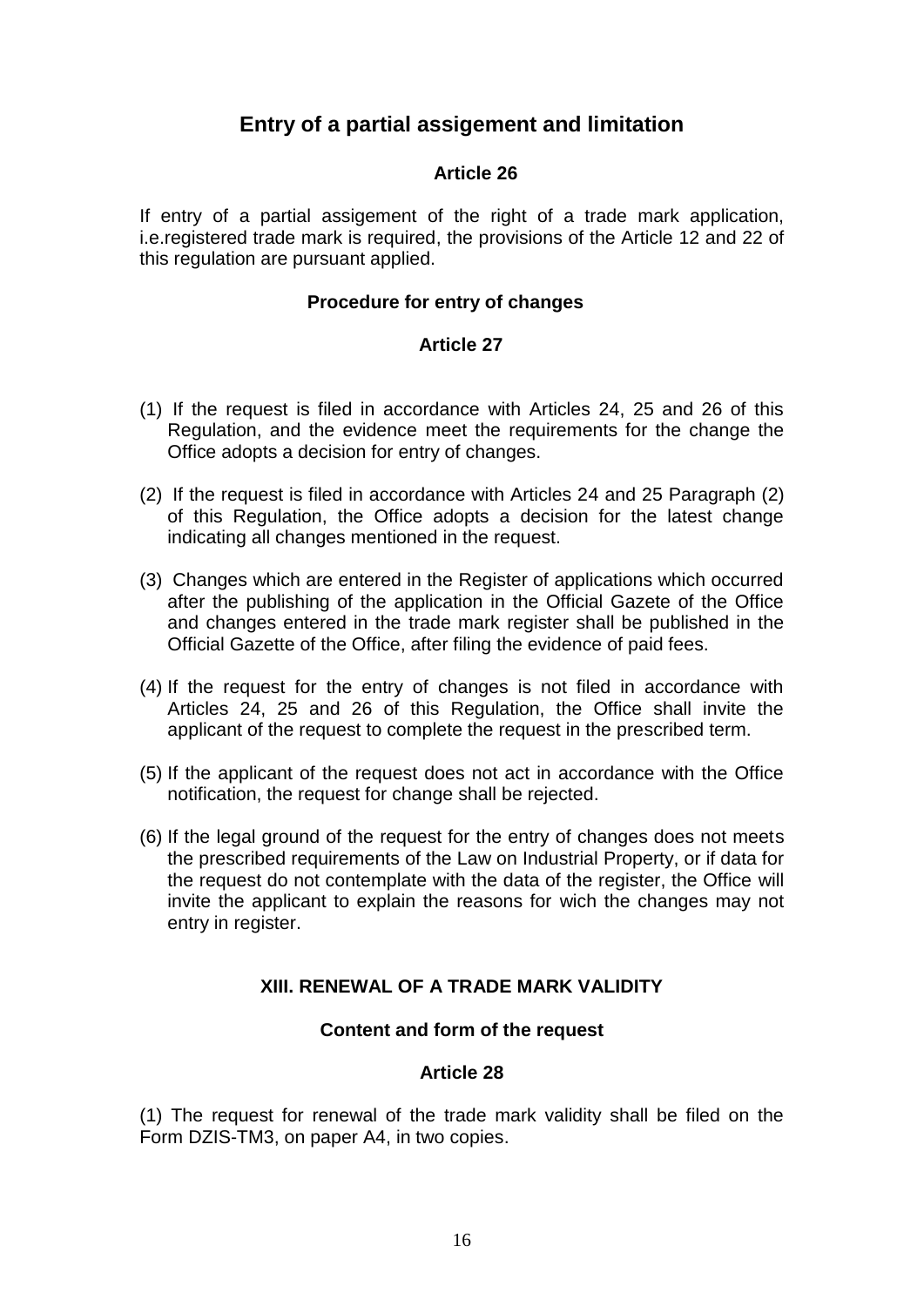## Entry of a partial assigement and limitation

### Article 26

If entry of a partial assigement of the right of a trade mark application, i.e.registered trade mark is required, the provisions of the Article 12 and 22 of this regulation are pursuant applied.

### Procedure for entry of changes

### Article 27

(1) If the request is filed in accordance with Articles 24, 25 and 26 of this Regulation, and the evidence meet the requirements for the change the Office adopts a decision for entry of changes.

(2) If the request is filed in accordance with Articles 24 and 25 Paragraph (2) of this Regulation, the Office adopts a decision for the latest change indicating all changes mentioned in the request.

(3) Changes which are entered in the Register of applications which occurred after the publishing of the application in the Official Gazete of the Office and changes entered in the trade mark register shall be published in the Official Gazette of the Office, after filing the evidence of paid fees.

(4) If the request for the entry of changes is not filed in accordance with Articles 24, 25 and 26 of this Regulation, the Office shall invite the applicant of the request to complete the request in the prescribed term.

(5) If the applicant of the request does not act in accordance with the Office notification, the request for change shall be rejected.

(6) If the legal ground of the request for the entry of changes does not meets the prescribed requirements of the Law on Industrial Property, or if data for the request do not contemplate with the data of the register, the Office will invite the applicant to explain the reasons for wich the changes may not entry in register.

## XIII. RENEWAL OF A TRADE MARK VALIDITY

### Content and form of the request

### Article 28

(1) The request for renewal of the trade mark validity shall be filed on the Form DZIS-TM3, on paper A4, in two copies.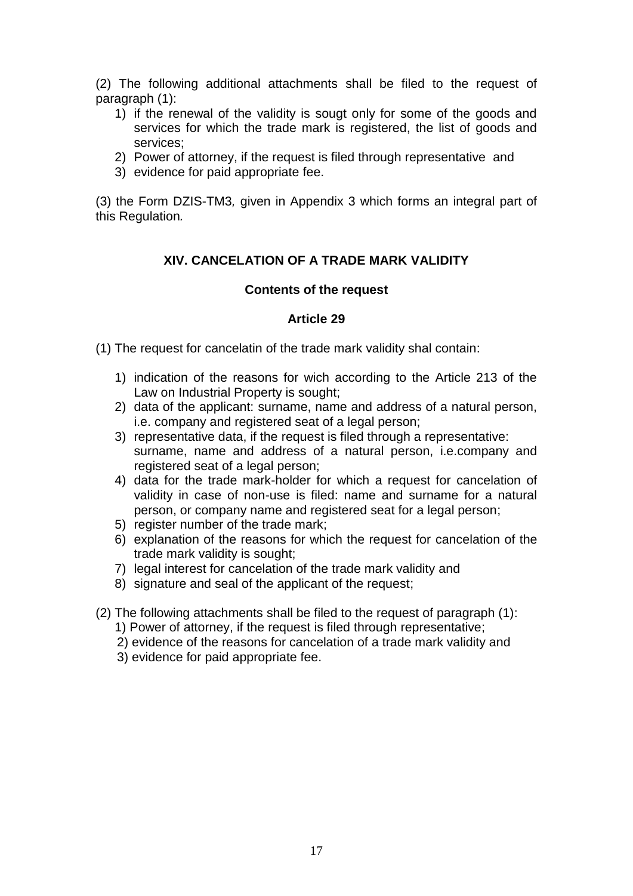(2) The following additional attachments shall be filed to the request of paragraph (1):

1) if the renewal of the validity is sougt only for some of the goods and services for which the trade mark is registered, the list of goods and services;
2) Power of attorney, if the request is filed through representative and
3) evidence for paid appropriate fee.

(3) the Form DZIS-TM3*,* given in Appendix 3 which forms an integral part of this Regulation*.*

## XIV. CANCELATION OF A TRADE MARK VALIDITY

### Contents of the request

### Article 29

(1) The request for cancelatin of the trade mark validity shal contain:

1) indication of the reasons for wich according to the Article 213 of the Law on Industrial Property is sought;
2) data of the applicant: surname, name and address of a natural person, i.e. company and registered seat of a legal person;
3) representative data, if the request is filed through a representative: surname, name and address of a natural person, i.e.company and registered seat of a legal person;
4) data for the trade mark-holder for which a request for cancelation of validity in case of non-use is filed: name and surname for a natural person, or company name and registered seat for a legal person;
5) register number of the trade mark;
6) explanation of the reasons for which the request for cancelation of the trade mark validity is sought;
7) legal interest for cancelation of the trade mark validity and
8) signature and seal of the applicant of the request;

(2) The following attachments shall be filed to the request of paragraph (1):

1) Power of attorney, if the request is filed through representative;
2) evidence of the reasons for cancelation of a trade mark validity and
3) evidence for paid appropriate fee.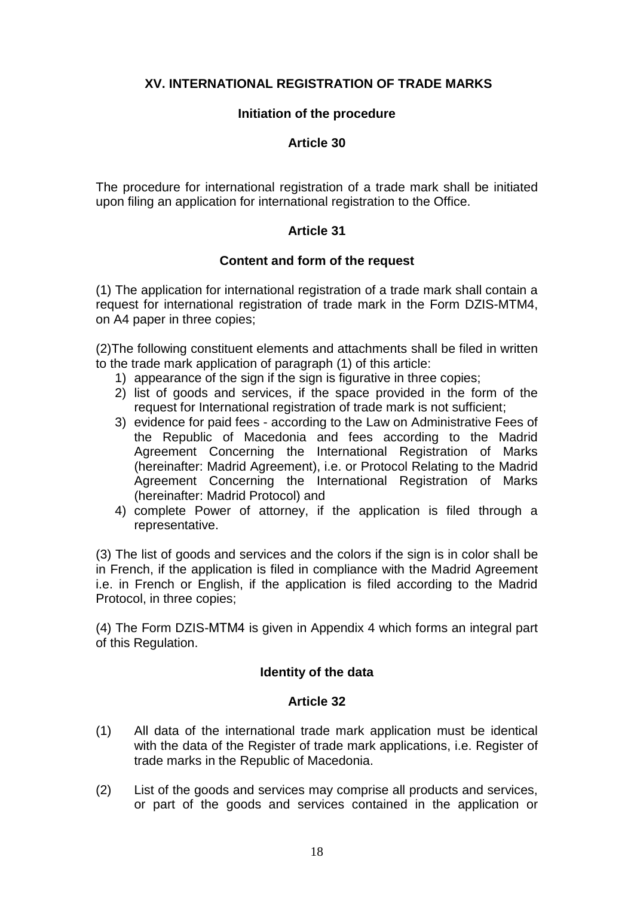## XV. INTERNATIONAL REGISTRATION OF TRADE MARKS

### Initiation of the procedure

### Article 30

The procedure for international registration of a trade mark shall be initiated upon filing an application for international registration to the Office.

### Article 31

### Content and form of the request

(1) The application for international registration of a trade mark shall contain a request for international registration of trade mark in the Form DZIS-MTM4, on A4 paper in three copies;

(2)The following constituent elements and attachments shall be filed in written to the trade mark application of paragraph (1) of this article:

1) appearance of the sign if the sign is figurative in three copies;
2) list of goods and services, if the space provided in the form of the request for International registration of trade mark is not sufficient;
3) evidence for paid fees - according to the Law on Administrative Fees of the Republic of Macedonia and fees according to the Madrid Agreement Concerning the International Registration of Marks (hereinafter: Madrid Agreement), i.e. or Protocol Relating to the Madrid Agreement Concerning the International Registration of Marks (hereinafter: Madrid Protocol) and
4) complete Power of attorney, if the application is filed through a representative.

(3) The list of goods and services and the colors if the sign is in color shall be in French, if the application is filed in compliance with the Madrid Agreement i.e. in French or English, if the application is filed according to the Madrid Protocol, in three copies;

(4) The Form DZIS-MTM4 is given in Appendix 4 which forms an integral part of this Regulation.

### Identity of the data

### Article 32

(1) All data of the international trade mark application must be identical with the data of the Register of trade mark applications, i.e. Register of trade marks in the Republic of Macedonia.

(2) List of the goods and services may comprise all products and services, or part of the goods and services contained in the application or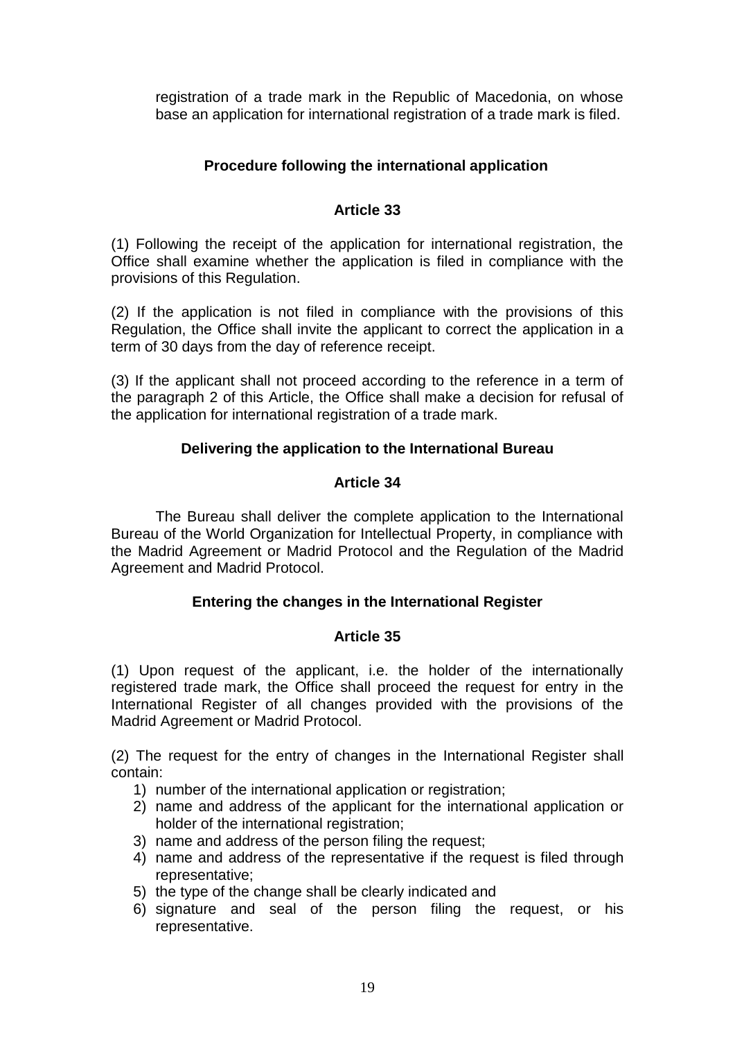registration of a trade mark in the Republic of Macedonia, on whose base an application for international registration of a trade mark is filed.

### Procedure following the international application

### Article 33

(1) Following the receipt of the application for international registration, the Office shall examine whether the application is filed in compliance with the provisions of this Regulation.

(2) If the application is not filed in compliance with the provisions of this Regulation, the Office shall invite the applicant to correct the application in a term of 30 days from the day of reference receipt.

(3) If the applicant shall not proceed according to the reference in a term of the paragraph 2 of this Article, the Office shall make a decision for refusal of the application for international registration of a trade mark.

### Delivering the application to the International Bureau

### Article 34

The Bureau shall deliver the complete application to the International Bureau of the World Organization for Intellectual Property, in compliance with the Madrid Agreement or Madrid Protocol and the Regulation of the Madrid Agreement and Madrid Protocol.

### Entering the changes in the International Register

### Article 35

(1) Upon request of the applicant, i.e. the holder of the internationally registered trade mark, the Office shall proceed the request for entry in the International Register of all changes provided with the provisions of the Madrid Agreement or Madrid Protocol.

(2) The request for the entry of changes in the International Register shall contain:

1) number of the international application or registration;
2) name and address of the applicant for the international application or holder of the international registration;
3) name and address of the person filing the request;
4) name and address of the representative if the request is filed through representative;
5) the type of the change shall be clearly indicated and
6) signature and seal of the person filing the request, or his representative.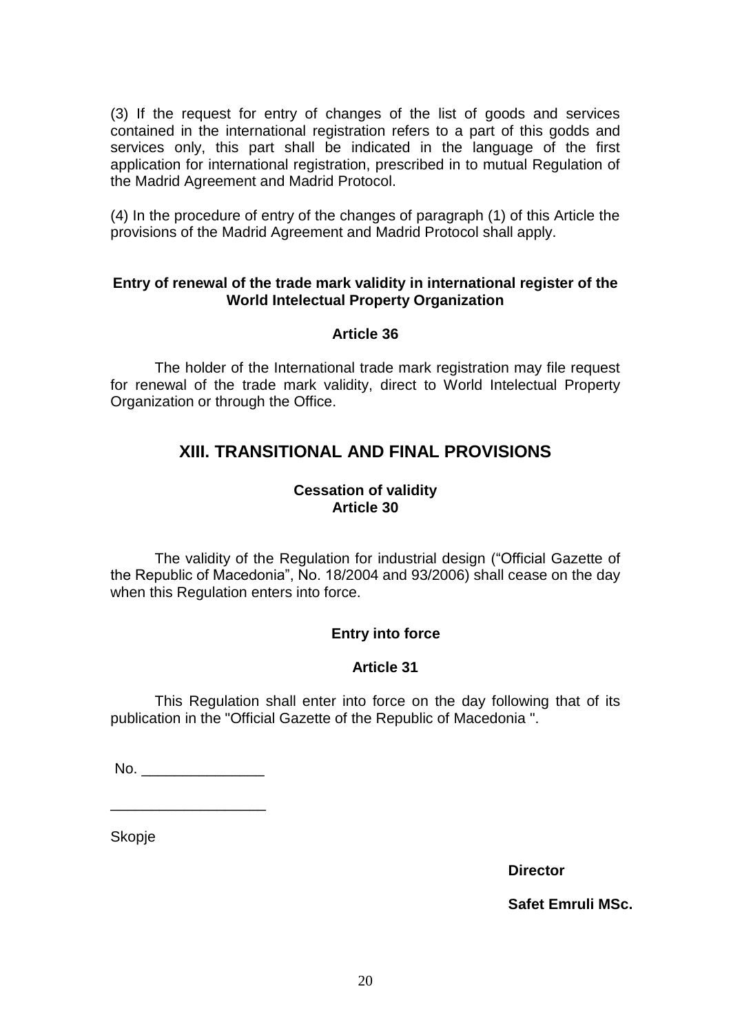(3) If the request for entry of changes of the list of goods and services contained in the international registration refers to a part of this godds and services only, this part shall be indicated in the language of the first application for international registration, prescribed in to mutual Regulation of the Madrid Agreement and Madrid Protocol.

(4) In the procedure of entry of the changes of paragraph (1) of this Article the provisions of the Madrid Agreement and Madrid Protocol shall apply.

**Entry of renewal of the trade mark validity in international register of the World Intelectual Property Organization**

**Article 36**

The holder of the International trade mark registration may file request for renewal of the trade mark validity, direct to World Intelectual Property Organization or through the Office.

## XIII. TRANSITIONAL AND FINAL PROVISIONS

**Cessation of validity**
**Article 30**

The validity of the Regulation for industrial design ("Official Gazette of the Republic of Macedonia", No. 18/2004 and 93/2006) shall cease on the day when this Regulation enters into force.

**Entry into force**

**Article 31**

This Regulation shall enter into force on the day following that of its publication in the "Official Gazette of the Republic of Macedonia ".

No. _______________

___________________

Skopje

**Director**

**Safet Emruli MSc.**